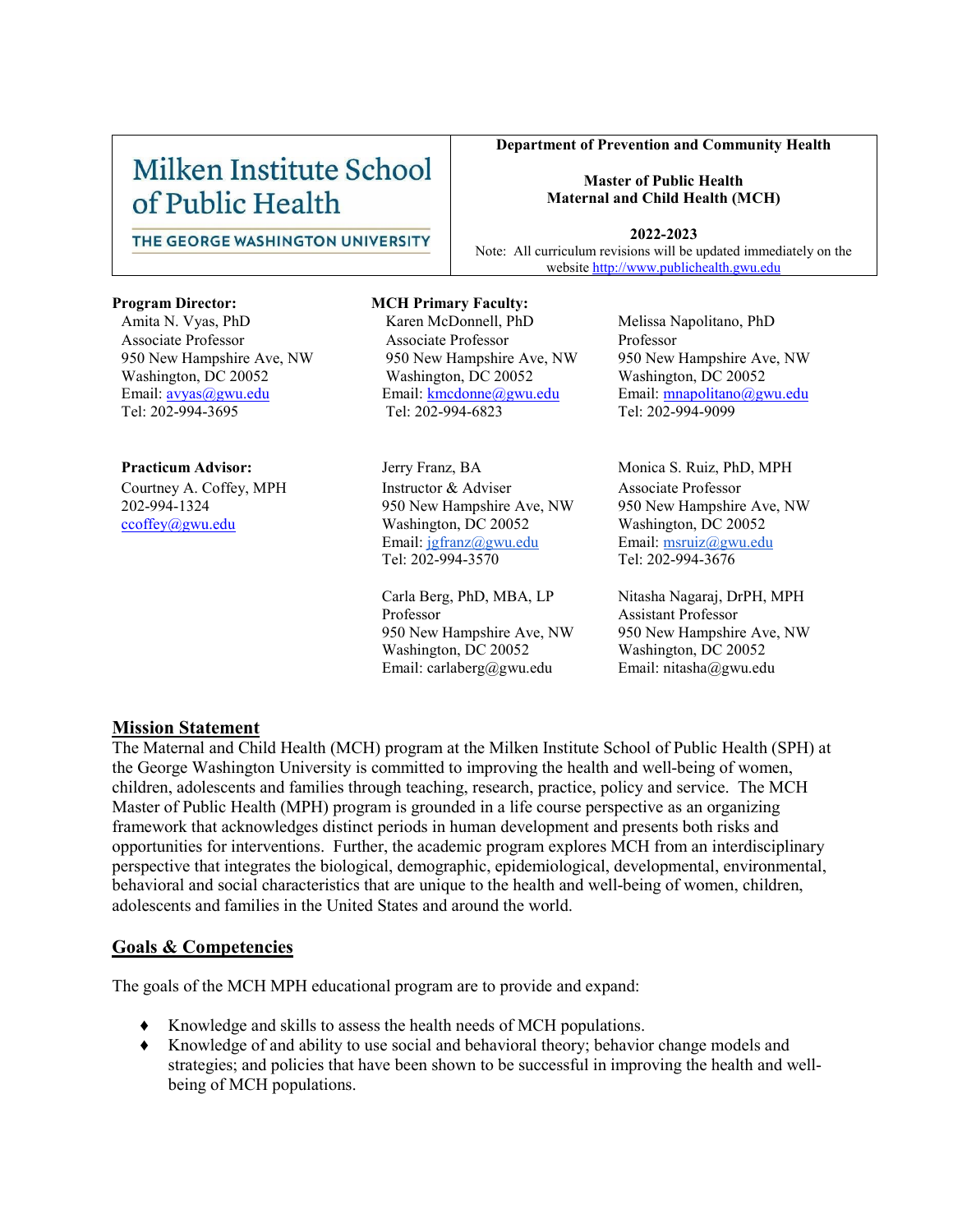Milken Institute School of Public Health

THE GEORGE WASHINGTON UNIVERSITY

**Department of Prevention and Community Health**

**Master of Public Health**
**Maternal and Child Health (MCH)**

**2022-2023**

Note: All curriculum revisions will be updated immediately on the website http://www.publichealth.gwu.edu

**Program Director:**
Amita N. Vyas, PhD
Associate Professor
950 New Hampshire Ave, NW
Washington, DC 20052
Email: avyas@gwu.edu
Tel: 202-994-3695

**Practicum Advisor:**
Courtney A. Coffey, MPH
202-994-1324
ccoffey@gwu.edu

**MCH Primary Faculty:**

Karen McDonnell, PhD
Associate Professor
950 New Hampshire Ave, NW
Washington, DC 20052
Email: kmcdonne@gwu.edu
Tel: 202-994-6823

Melissa Napolitano, PhD
Professor
950 New Hampshire Ave, NW
Washington, DC 20052
Email: mnapolitano@gwu.edu
Tel: 202-994-9099

Jerry Franz, BA
Instructor & Adviser
950 New Hampshire Ave, NW
Washington, DC 20052
Email: jgfranz@gwu.edu
Tel: 202-994-3570

Monica S. Ruiz, PhD, MPH
Associate Professor
950 New Hampshire Ave, NW
Washington, DC 20052
Email: msruiz@gwu.edu
Tel: 202-994-3676

Carla Berg, PhD, MBA, LP
Professor
950 New Hampshire Ave, NW
Washington, DC 20052
Email: carlaberg@gwu.edu

Nitasha Nagaraj, DrPH, MPH
Assistant Professor
950 New Hampshire Ave, NW
Washington, DC 20052
Email: nitasha@gwu.edu

## Mission Statement

The Maternal and Child Health (MCH) program at the Milken Institute School of Public Health (SPH) at the George Washington University is committed to improving the health and well-being of women, children, adolescents and families through teaching, research, practice, policy and service. The MCH Master of Public Health (MPH) program is grounded in a life course perspective as an organizing framework that acknowledges distinct periods in human development and presents both risks and opportunities for interventions. Further, the academic program explores MCH from an interdisciplinary perspective that integrates the biological, demographic, epidemiological, developmental, environmental, behavioral and social characteristics that are unique to the health and well-being of women, children, adolescents and families in the United States and around the world.

## Goals & Competencies

The goals of the MCH MPH educational program are to provide and expand:

- Knowledge and skills to assess the health needs of MCH populations.
- Knowledge of and ability to use social and behavioral theory; behavior change models and strategies; and policies that have been shown to be successful in improving the health and well-being of MCH populations.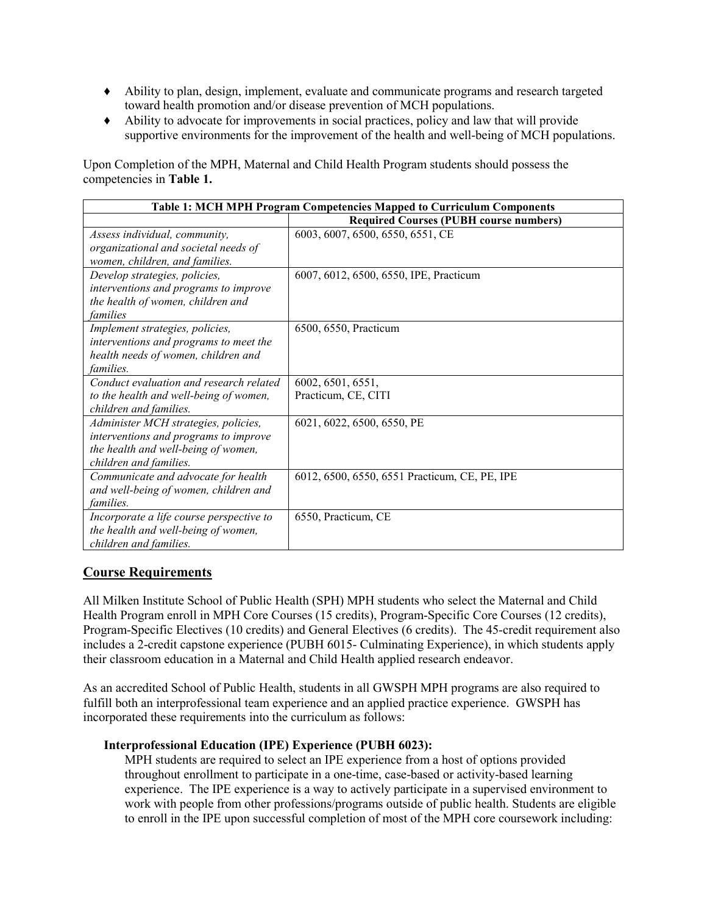- ♦ Ability to plan, design, implement, evaluate and communicate programs and research targeted toward health promotion and/or disease prevention of MCH populations.
- ♦ Ability to advocate for improvements in social practices, policy and law that will provide supportive environments for the improvement of the health and well-being of MCH populations.

Upon Completion of the MPH, Maternal and Child Health Program students should possess the competencies in **Table 1.**

| **Table 1: MCH MPH Program Competencies Mapped to Curriculum Components** | |
|---|---|
| | **Required Courses (PUBH course numbers)** |
| *Assess individual, community, organizational and societal needs of women, children, and families.* | 6003, 6007, 6500, 6550, 6551, CE |
| *Develop strategies, policies, interventions and programs to improve the health of women, children and families* | 6007, 6012, 6500, 6550, IPE, Practicum |
| *Implement strategies, policies, interventions and programs to meet the health needs of women, children and families.* | 6500, 6550, Practicum |
| *Conduct evaluation and research related to the health and well-being of women, children and families.* | 6002, 6501, 6551, Practicum, CE, CITI |
| *Administer MCH strategies, policies, interventions and programs to improve the health and well-being of women, children and families.* | 6021, 6022, 6500, 6550, PE |
| *Communicate and advocate for health and well-being of women, children and families.* | 6012, 6500, 6550, 6551 Practicum, CE, PE, IPE |
| *Incorporate a life course perspective to the health and well-being of women, children and families.* | 6550, Practicum, CE |

## Course Requirements

All Milken Institute School of Public Health (SPH) MPH students who select the Maternal and Child Health Program enroll in MPH Core Courses (15 credits), Program-Specific Core Courses (12 credits), Program-Specific Electives (10 credits) and General Electives (6 credits). The 45-credit requirement also includes a 2-credit capstone experience (PUBH 6015- Culminating Experience), in which students apply their classroom education in a Maternal and Child Health applied research endeavor.

As an accredited School of Public Health, students in all GWSPH MPH programs are also required to fulfill both an interprofessional team experience and an applied practice experience. GWSPH has incorporated these requirements into the curriculum as follows:

**Interprofessional Education (IPE) Experience (PUBH 6023):**

MPH students are required to select an IPE experience from a host of options provided throughout enrollment to participate in a one-time, case-based or activity-based learning experience. The IPE experience is a way to actively participate in a supervised environment to work with people from other professions/programs outside of public health. Students are eligible to enroll in the IPE upon successful completion of most of the MPH core coursework including: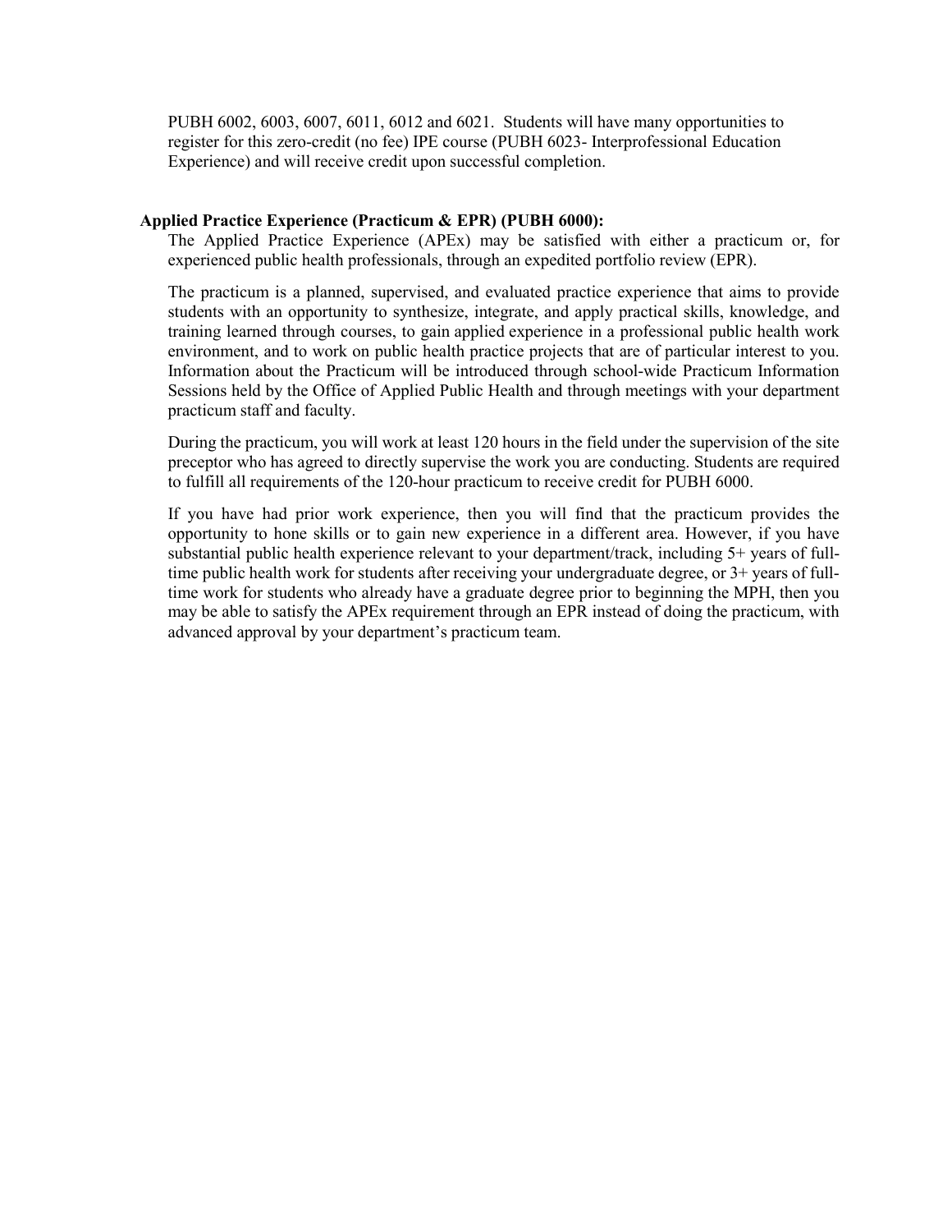PUBH 6002, 6003, 6007, 6011, 6012 and 6021. Students will have many opportunities to register for this zero-credit (no fee) IPE course (PUBH 6023- Interprofessional Education Experience) and will receive credit upon successful completion.

**Applied Practice Experience (Practicum & EPR) (PUBH 6000):**

The Applied Practice Experience (APEx) may be satisfied with either a practicum or, for experienced public health professionals, through an expedited portfolio review (EPR).

The practicum is a planned, supervised, and evaluated practice experience that aims to provide students with an opportunity to synthesize, integrate, and apply practical skills, knowledge, and training learned through courses, to gain applied experience in a professional public health work environment, and to work on public health practice projects that are of particular interest to you. Information about the Practicum will be introduced through school-wide Practicum Information Sessions held by the Office of Applied Public Health and through meetings with your department practicum staff and faculty.

During the practicum, you will work at least 120 hours in the field under the supervision of the site preceptor who has agreed to directly supervise the work you are conducting. Students are required to fulfill all requirements of the 120-hour practicum to receive credit for PUBH 6000.

If you have had prior work experience, then you will find that the practicum provides the opportunity to hone skills or to gain new experience in a different area. However, if you have substantial public health experience relevant to your department/track, including 5+ years of full-time public health work for students after receiving your undergraduate degree, or 3+ years of full-time work for students who already have a graduate degree prior to beginning the MPH, then you may be able to satisfy the APEx requirement through an EPR instead of doing the practicum, with advanced approval by your department's practicum team.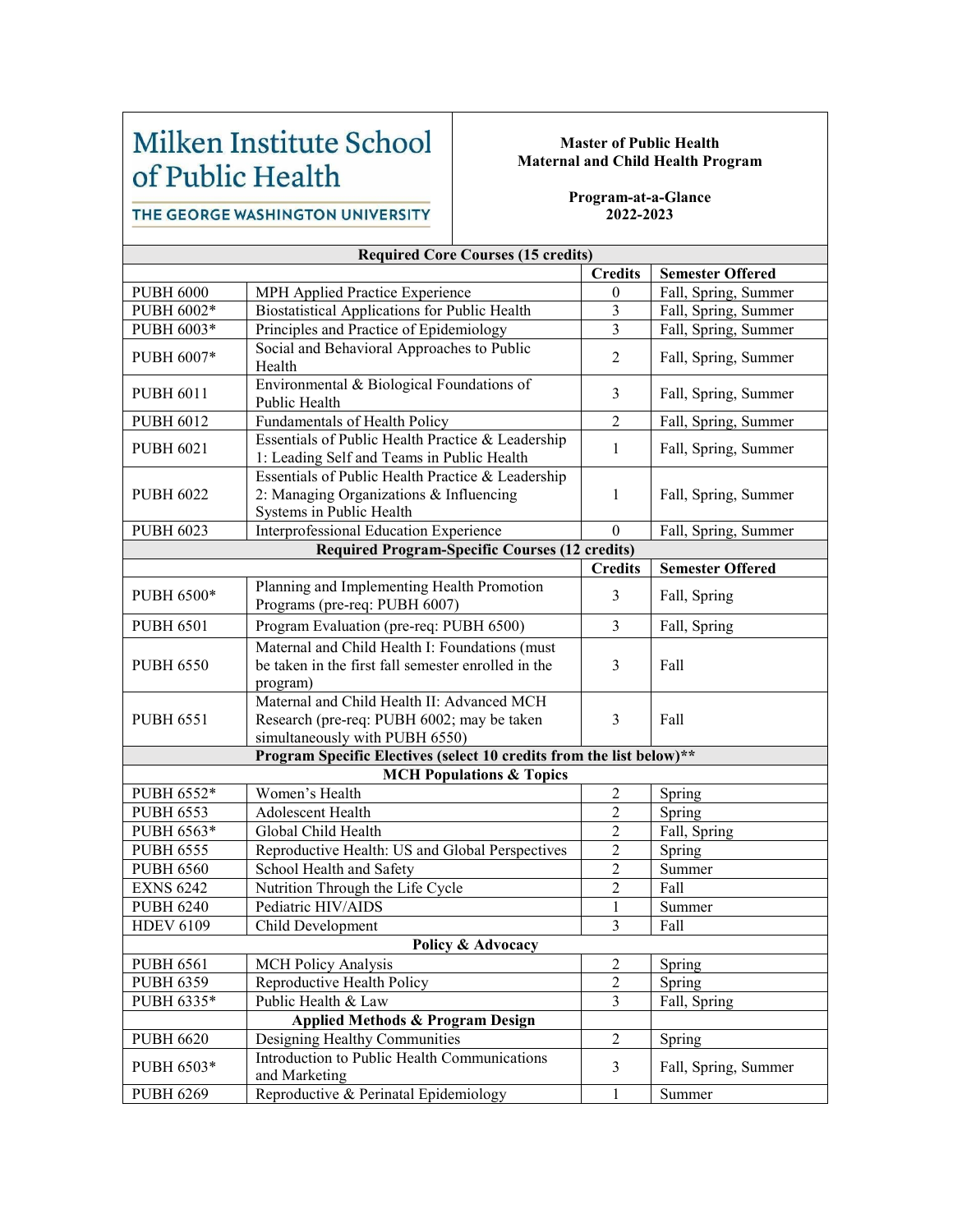Milken Institute School of Public Health
THE GEORGE WASHINGTON UNIVERSITY

**Master of Public Health**
**Maternal and Child Health Program**

**Program-at-a-Glance**
**2022-2023**

| **Required Core Courses (15 credits)** | | | |
|---|---|---|---|
| | | **Credits** | **Semester Offered** |
| PUBH 6000 | MPH Applied Practice Experience | 0 | Fall, Spring, Summer |
| PUBH 6002* | Biostatistical Applications for Public Health | 3 | Fall, Spring, Summer |
| PUBH 6003* | Principles and Practice of Epidemiology | 3 | Fall, Spring, Summer |
| PUBH 6007* | Social and Behavioral Approaches to Public Health | 2 | Fall, Spring, Summer |
| PUBH 6011 | Environmental & Biological Foundations of Public Health | 3 | Fall, Spring, Summer |
| PUBH 6012 | Fundamentals of Health Policy | 2 | Fall, Spring, Summer |
| PUBH 6021 | Essentials of Public Health Practice & Leadership 1: Leading Self and Teams in Public Health | 1 | Fall, Spring, Summer |
| PUBH 6022 | Essentials of Public Health Practice & Leadership 2: Managing Organizations & Influencing Systems in Public Health | 1 | Fall, Spring, Summer |
| PUBH 6023 | Interprofessional Education Experience | 0 | Fall, Spring, Summer |
| **Required Program-Specific Courses (12 credits)** | | | |
| | | **Credits** | **Semester Offered** |
| PUBH 6500* | Planning and Implementing Health Promotion Programs (pre-req: PUBH 6007) | 3 | Fall, Spring |
| PUBH 6501 | Program Evaluation (pre-req: PUBH 6500) | 3 | Fall, Spring |
| PUBH 6550 | Maternal and Child Health I: Foundations (must be taken in the first fall semester enrolled in the program) | 3 | Fall |
| PUBH 6551 | Maternal and Child Health II: Advanced MCH Research (pre-req: PUBH 6002; may be taken simultaneously with PUBH 6550) | 3 | Fall |
| **Program Specific Electives (select 10 credits from the list below)\*\*** | | | |
| **MCH Populations & Topics** | | | |
| PUBH 6552* | Women's Health | 2 | Spring |
| PUBH 6553 | Adolescent Health | 2 | Spring |
| PUBH 6563* | Global Child Health | 2 | Fall, Spring |
| PUBH 6555 | Reproductive Health: US and Global Perspectives | 2 | Spring |
| PUBH 6560 | School Health and Safety | 2 | Summer |
| EXNS 6242 | Nutrition Through the Life Cycle | 2 | Fall |
| PUBH 6240 | Pediatric HIV/AIDS | 1 | Summer |
| HDEV 6109 | Child Development | 3 | Fall |
| **Policy & Advocacy** | | | |
| PUBH 6561 | MCH Policy Analysis | 2 | Spring |
| PUBH 6359 | Reproductive Health Policy | 2 | Spring |
| PUBH 6335* | Public Health & Law | 3 | Fall, Spring |
| | **Applied Methods & Program Design** | | |
| PUBH 6620 | Designing Healthy Communities | 2 | Spring |
| PUBH 6503* | Introduction to Public Health Communications and Marketing | 3 | Fall, Spring, Summer |
| PUBH 6269 | Reproductive & Perinatal Epidemiology | 1 | Summer |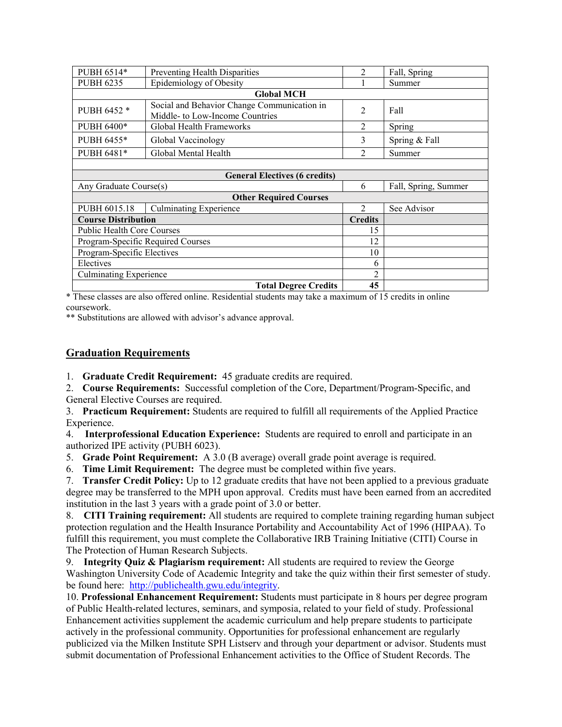| | | | |
|---|---|---|---|
| PUBH 6514* | Preventing Health Disparities | 2 | Fall, Spring |
| PUBH 6235 | Epidemiology of Obesity | 1 | Summer |
| **Global MCH** | | | |
| PUBH 6452 * | Social and Behavior Change Communication in Middle- to Low-Income Countries | 2 | Fall |
| PUBH 6400* | Global Health Frameworks | 2 | Spring |
| PUBH 6455* | Global Vaccinology | 3 | Spring & Fall |
| PUBH 6481* | Global Mental Health | 2 | Summer |
| | | | |
| **General Electives (6 credits)** | | | |
| Any Graduate Course(s) | | 6 | Fall, Spring, Summer |
| **Other Required Courses** | | | |
| PUBH 6015.18 | Culminating Experience | 2 | See Advisor |
| **Course Distribution** | | **Credits** | |
| Public Health Core Courses | | 15 | |
| Program-Specific Required Courses | | 12 | |
| Program-Specific Electives | | 10 | |
| Electives | | 6 | |
| Culminating Experience | | 2 | |
| **Total Degree Credits** | | **45** | |

\* These classes are also offered online. Residential students may take a maximum of 15 credits in online coursework.

** Substitutions are allowed with advisor's advance approval.

## Graduation Requirements

1. **Graduate Credit Requirement:** 45 graduate credits are required.
2. **Course Requirements:** Successful completion of the Core, Department/Program-Specific, and General Elective Courses are required.
3. **Practicum Requirement:** Students are required to fulfill all requirements of the Applied Practice Experience.
4. **Interprofessional Education Experience:** Students are required to enroll and participate in an authorized IPE activity (PUBH 6023).
5. **Grade Point Requirement:** A 3.0 (B average) overall grade point average is required.
6. **Time Limit Requirement:** The degree must be completed within five years.
7. **Transfer Credit Policy:** Up to 12 graduate credits that have not been applied to a previous graduate degree may be transferred to the MPH upon approval. Credits must have been earned from an accredited institution in the last 3 years with a grade point of 3.0 or better.
8. **CITI Training requirement:** All students are required to complete training regarding human subject protection regulation and the Health Insurance Portability and Accountability Act of 1996 (HIPAA). To fulfill this requirement, you must complete the Collaborative IRB Training Initiative (CITI) Course in The Protection of Human Research Subjects.
9. **Integrity Quiz & Plagiarism requirement:** All students are required to review the George Washington University Code of Academic Integrity and take the quiz within their first semester of study. be found here: [http://publichealth.gwu.edu/integrity](http://publichealth.gwu.edu/integrity).
10. **Professional Enhancement Requirement:** Students must participate in 8 hours per degree program of Public Health-related lectures, seminars, and symposia, related to your field of study. Professional Enhancement activities supplement the academic curriculum and help prepare students to participate actively in the professional community. Opportunities for professional enhancement are regularly publicized via the Milken Institute SPH Listserv and through your department or advisor. Students must submit documentation of Professional Enhancement activities to the Office of Student Records. The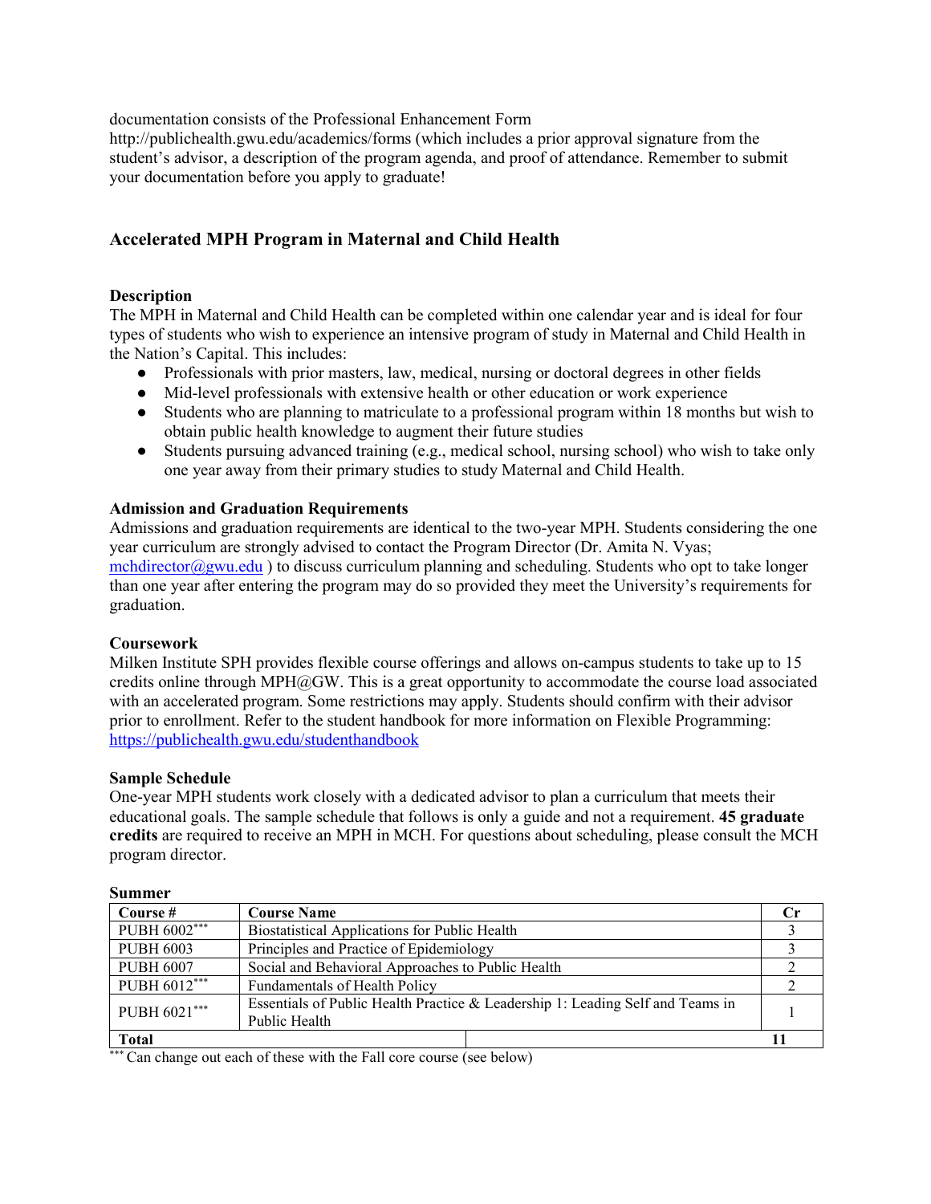documentation consists of the Professional Enhancement Form http://publichealth.gwu.edu/academics/forms (which includes a prior approval signature from the student's advisor, a description of the program agenda, and proof of attendance. Remember to submit your documentation before you apply to graduate!

## Accelerated MPH Program in Maternal and Child Health

### Description

The MPH in Maternal and Child Health can be completed within one calendar year and is ideal for four types of students who wish to experience an intensive program of study in Maternal and Child Health in the Nation's Capital. This includes:

- Professionals with prior masters, law, medical, nursing or doctoral degrees in other fields
- Mid-level professionals with extensive health or other education or work experience
- Students who are planning to matriculate to a professional program within 18 months but wish to obtain public health knowledge to augment their future studies
- Students pursuing advanced training (e.g., medical school, nursing school) who wish to take only one year away from their primary studies to study Maternal and Child Health.

### Admission and Graduation Requirements

Admissions and graduation requirements are identical to the two-year MPH. Students considering the one year curriculum are strongly advised to contact the Program Director (Dr. Amita N. Vyas; mchdirector@gwu.edu ) to discuss curriculum planning and scheduling. Students who opt to take longer than one year after entering the program may do so provided they meet the University's requirements for graduation.

### Coursework

Milken Institute SPH provides flexible course offerings and allows on-campus students to take up to 15 credits online through MPH@GW. This is a great opportunity to accommodate the course load associated with an accelerated program. Some restrictions may apply. Students should confirm with their advisor prior to enrollment. Refer to the student handbook for more information on Flexible Programming: https://publichealth.gwu.edu/studenthandbook

### Sample Schedule

One-year MPH students work closely with a dedicated advisor to plan a curriculum that meets their educational goals. The sample schedule that follows is only a guide and not a requirement. **45 graduate credits** are required to receive an MPH in MCH. For questions about scheduling, please consult the MCH program director.

**Summer**

| Course # | Course Name | Cr |
|---|---|---|
| PUBH 6002*** | Biostatistical Applications for Public Health | 3 |
| PUBH 6003 | Principles and Practice of Epidemiology | 3 |
| PUBH 6007 | Social and Behavioral Approaches to Public Health | 2 |
| PUBH 6012*** | Fundamentals of Health Policy | 2 |
| PUBH 6021*** | Essentials of Public Health Practice & Leadership 1: Leading Self and Teams in Public Health | 1 |
| **Total** | | **11** |

*** Can change out each of these with the Fall core course (see below)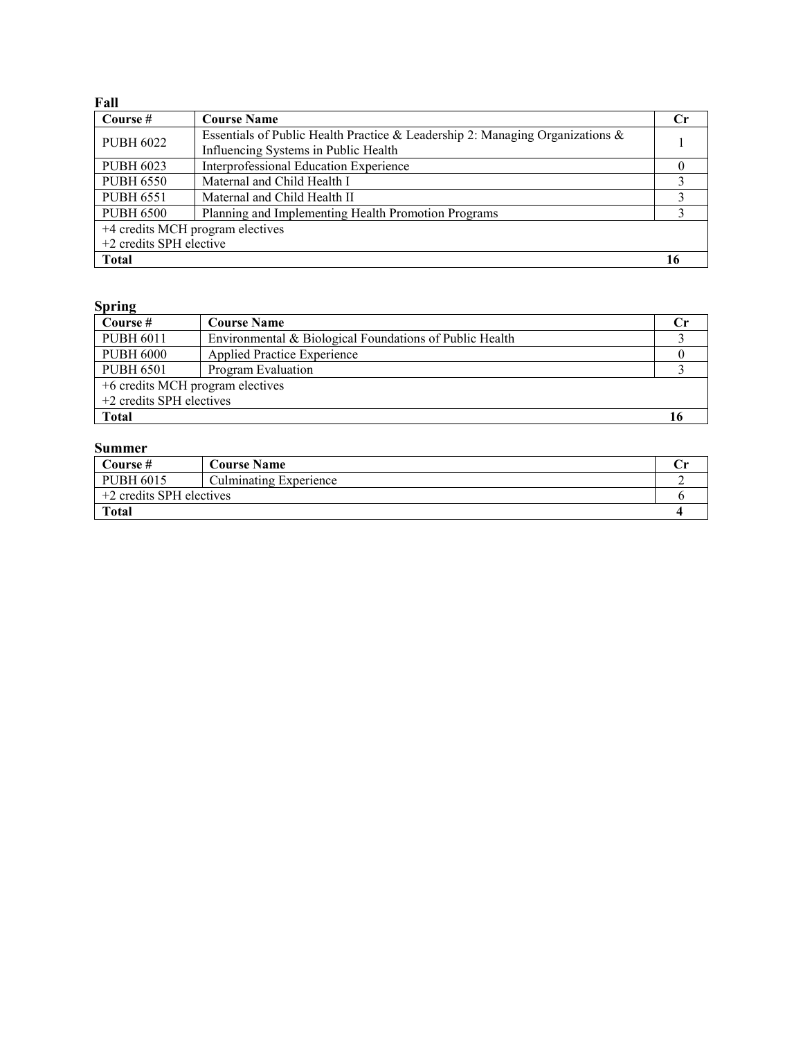### Fall

| Course # | Course Name | Cr |
|---|---|---|
| PUBH 6022 | Essentials of Public Health Practice & Leadership 2: Managing Organizations & Influencing Systems in Public Health | 1 |
| PUBH 6023 | Interprofessional Education Experience | 0 |
| PUBH 6550 | Maternal and Child Health I | 3 |
| PUBH 6551 | Maternal and Child Health II | 3 |
| PUBH 6500 | Planning and Implementing Health Promotion Programs | 3 |
| +4 credits MCH program electives<br>+2 credits SPH elective | | |
| **Total** | | **16** |

### Spring

| Course # | Course Name | Cr |
|---|---|---|
| PUBH 6011 | Environmental & Biological Foundations of Public Health | 3 |
| PUBH 6000 | Applied Practice Experience | 0 |
| PUBH 6501 | Program Evaluation | 3 |
| +6 credits MCH program electives<br>+2 credits SPH electives | | |
| **Total** | | **16** |

### Summer

| Course # | Course Name | Cr |
|---|---|---|
| PUBH 6015 | Culminating Experience | 2 |
| +2 credits SPH electives | | 6 |
| **Total** | | **4** |